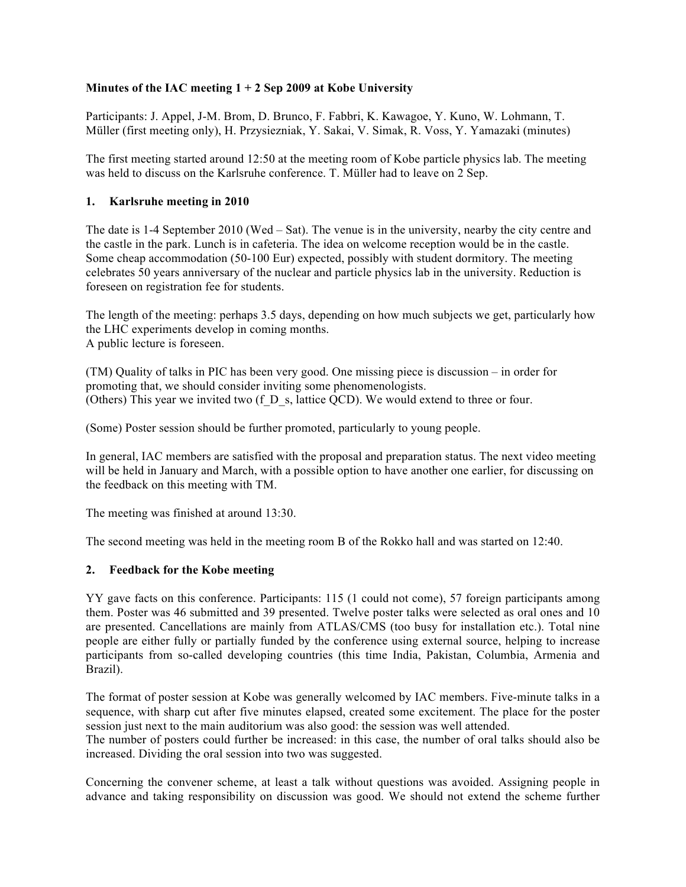**Minutes of the IAC meeting 1 + 2 Sep 2009 at Kobe University**

Participants: J. Appel, J-M. Brom, D. Brunco, F. Fabbri, K. Kawagoe, Y. Kuno, W. Lohmann, T. Müller (first meeting only), H. Przysiezniak, Y. Sakai, V. Simak, R. Voss, Y. Yamazaki (minutes)

The first meeting started around 12:50 at the meeting room of Kobe particle physics lab. The meeting was held to discuss on the Karlsruhe conference. T. Müller had to leave on 2 Sep.

## 1. Karlsruhe meeting in 2010

The date is 1-4 September 2010 (Wed – Sat). The venue is in the university, nearby the city centre and the castle in the park. Lunch is in cafeteria. The idea on welcome reception would be in the castle. Some cheap accommodation (50-100 Eur) expected, possibly with student dormitory. The meeting celebrates 50 years anniversary of the nuclear and particle physics lab in the university. Reduction is foreseen on registration fee for students.

The length of the meeting: perhaps 3.5 days, depending on how much subjects we get, particularly how the LHC experiments develop in coming months.
A public lecture is foreseen.

(TM) Quality of talks in PIC has been very good. One missing piece is discussion – in order for promoting that, we should consider inviting some phenomenologists.
(Others) This year we invited two ($f_{D_s}$, lattice QCD). We would extend to three or four.

(Some) Poster session should be further promoted, particularly to young people.

In general, IAC members are satisfied with the proposal and preparation status. The next video meeting will be held in January and March, with a possible option to have another one earlier, for discussing on the feedback on this meeting with TM.

The meeting was finished at around 13:30.

The second meeting was held in the meeting room B of the Rokko hall and was started on 12:40.

## 2. Feedback for the Kobe meeting

YY gave facts on this conference. Participants: 115 (1 could not come), 57 foreign participants among them. Poster was 46 submitted and 39 presented. Twelve poster talks were selected as oral ones and 10 are presented. Cancellations are mainly from ATLAS/CMS (too busy for installation etc.). Total nine people are either fully or partially funded by the conference using external source, helping to increase participants from so-called developing countries (this time India, Pakistan, Columbia, Armenia and Brazil).

The format of poster session at Kobe was generally welcomed by IAC members. Five-minute talks in a sequence, with sharp cut after five minutes elapsed, created some excitement. The place for the poster session just next to the main auditorium was also good: the session was well attended.
The number of posters could further be increased: in this case, the number of oral talks should also be increased. Dividing the oral session into two was suggested.

Concerning the convener scheme, at least a talk without questions was avoided. Assigning people in advance and taking responsibility on discussion was good. We should not extend the scheme further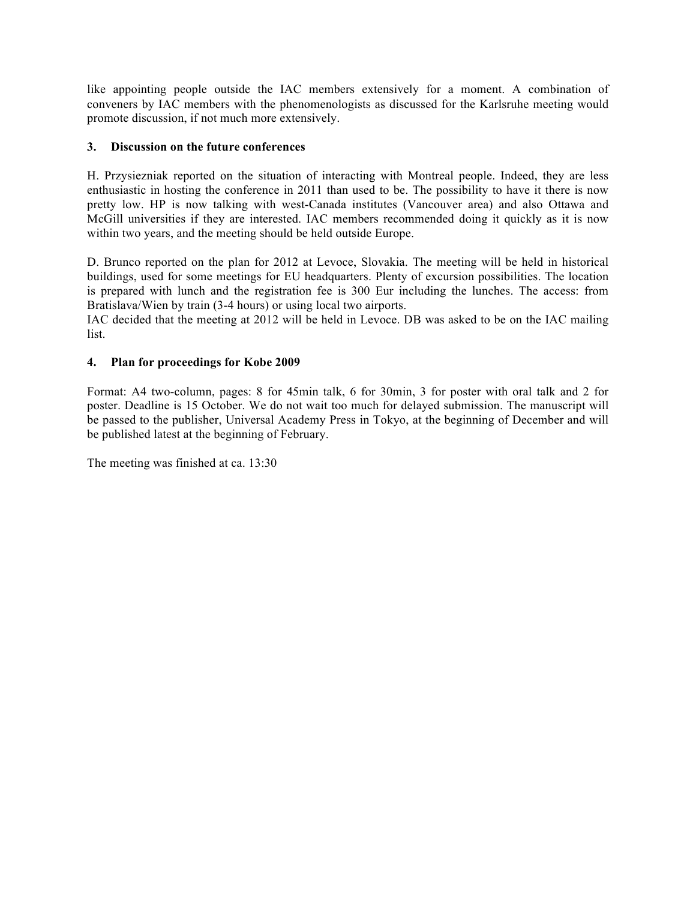like appointing people outside the IAC members extensively for a moment. A combination of conveners by IAC members with the phenomenologists as discussed for the Karlsruhe meeting would promote discussion, if not much more extensively.

## 3. Discussion on the future conferences

H. Przysiezniak reported on the situation of interacting with Montreal people. Indeed, they are less enthusiastic in hosting the conference in 2011 than used to be. The possibility to have it there is now pretty low. HP is now talking with west-Canada institutes (Vancouver area) and also Ottawa and McGill universities if they are interested. IAC members recommended doing it quickly as it is now within two years, and the meeting should be held outside Europe.

D. Brunco reported on the plan for 2012 at Levoce, Slovakia. The meeting will be held in historical buildings, used for some meetings for EU headquarters. Plenty of excursion possibilities. The location is prepared with lunch and the registration fee is 300 Eur including the lunches. The access: from Bratislava/Wien by train (3-4 hours) or using local two airports.
IAC decided that the meeting at 2012 will be held in Levoce. DB was asked to be on the IAC mailing list.

## 4. Plan for proceedings for Kobe 2009

Format: A4 two-column, pages: 8 for 45min talk, 6 for 30min, 3 for poster with oral talk and 2 for poster. Deadline is 15 October. We do not wait too much for delayed submission. The manuscript will be passed to the publisher, Universal Academy Press in Tokyo, at the beginning of December and will be published latest at the beginning of February.

The meeting was finished at ca. 13:30